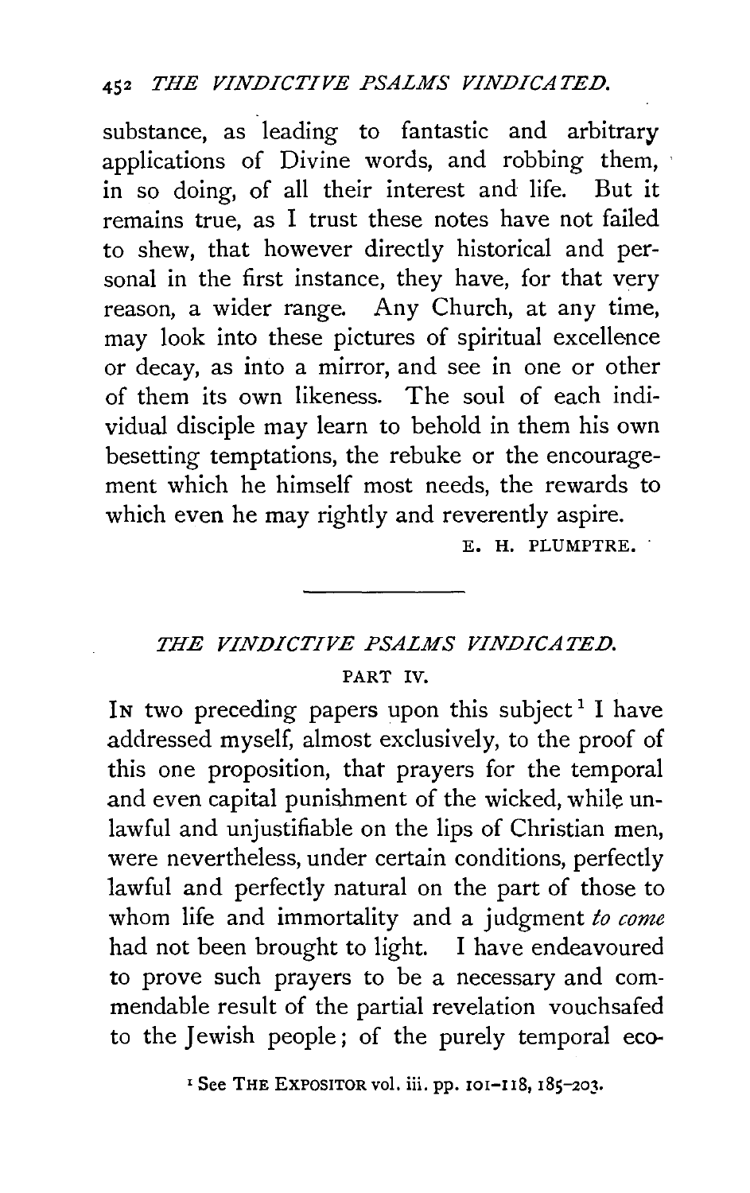substance, as leading to fantastic and arbitrary applications of Divine words, and robbing them, in so doing, of all their interest and life. But it remains true, as I trust these notes have not failed to shew, that however directly historical and personal in the first instance, they have, for that very reason, a wider range. Any Church, at any time, may look into these pictures of spiritual excellence or decay, as into a mirror, and see in one or other of them its own likeness. The soul of each individual disciple may learn to behold in them his own besetting temptations, the rebuke or the encouragement which he himself most needs, the rewards to which even he may rightly and reverently aspire.

E. H. PLUMPTRE.

---

## *THE VINDICTIVE PSALMS VINDICATED.*

### PART IV.

IN two preceding papers upon this subject[1] I have addressed myself, almost exclusively, to the proof of this one proposition, that prayers for the temporal and even capital punishment of the wicked, while unlawful and unjustifiable on the lips of Christian men, were nevertheless, under certain conditions, perfectly lawful and perfectly natural on the part of those to whom life and immortality and a judgment *to come* had not been brought to light. I have endeavoured to prove such prayers to be a necessary and commendable result of the partial revelation vouchsafed to the Jewish people; of the purely temporal eco-

[1] See THE EXPOSITOR vol. iii. pp. 101–118, 185–203.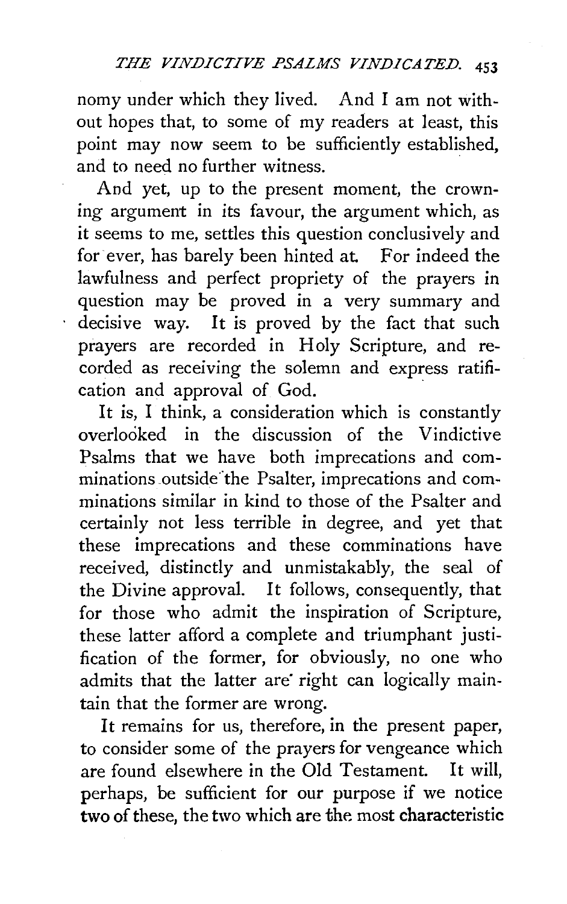nomy under which they lived. And I am not without hopes that, to some of my readers at least, this point may now seem to be sufficiently established, and to need no further witness.

And yet, up to the present moment, the crowning argument in its favour, the argument which, as it seems to me, settles this question conclusively and for ever, has barely been hinted at. For indeed the lawfulness and perfect propriety of the prayers in question may be proved in a very summary and decisive way. It is proved by the fact that such prayers are recorded in Holy Scripture, and recorded as receiving the solemn and express ratification and approval of God.

It is, I think, a consideration which is constantly overlooked in the discussion of the Vindictive Psalms that we have both imprecations and comminations outside the Psalter, imprecations and comminations similar in kind to those of the Psalter and certainly not less terrible in degree, and yet that these imprecations and these comminations have received, distinctly and unmistakably, the seal of the Divine approval. It follows, consequently, that for those who admit the inspiration of Scripture, these latter afford a complete and triumphant justification of the former, for obviously, no one who admits that the latter are right can logically maintain that the former are wrong.

It remains for us, therefore, in the present paper, to consider some of the prayers for vengeance which are found elsewhere in the Old Testament. It will, perhaps, be sufficient for our purpose if we notice two of these, the two which are the most characteristic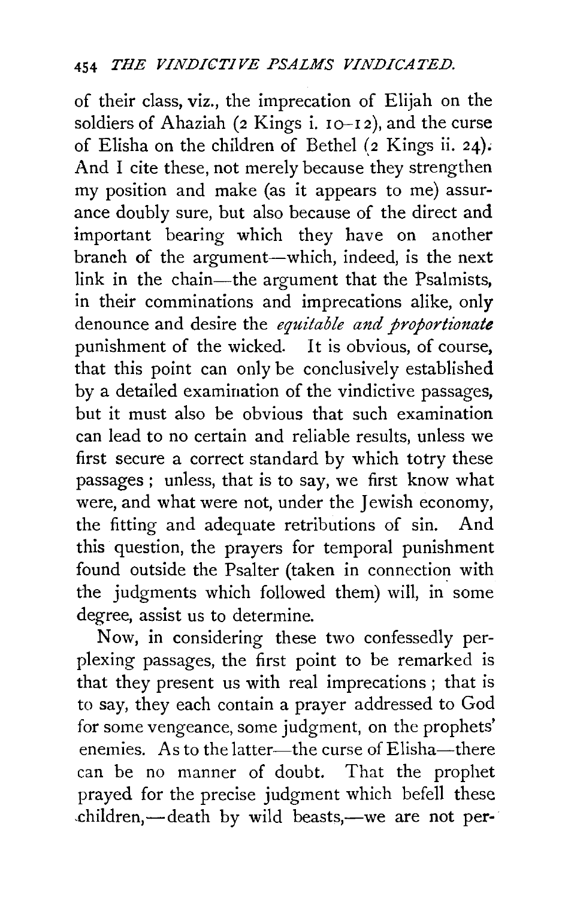of their class, viz., the imprecation of Elijah on the soldiers of Ahaziah (2 Kings i. 10–12), and the curse of Elisha on the children of Bethel (2 Kings ii. 24). And I cite these, not merely because they strengthen my position and make (as it appears to me) assurance doubly sure, but also because of the direct and important bearing which they have on another branch of the argument—which, indeed, is the next link in the chain—the argument that the Psalmists, in their comminations and imprecations alike, only denounce and desire the *equitable and proportionate* punishment of the wicked. It is obvious, of course, that this point can only be conclusively established by a detailed examination of the vindictive passages, but it must also be obvious that such examination can lead to no certain and reliable results, unless we first secure a correct standard by which totry these passages; unless, that is to say, we first know what were, and what were not, under the Jewish economy, the fitting and adequate retributions of sin. And this question, the prayers for temporal punishment found outside the Psalter (taken in connection with the judgments which followed them) will, in some degree, assist us to determine.

Now, in considering these two confessedly perplexing passages, the first point to be remarked is that they present us with real imprecations; that is to say, they each contain a prayer addressed to God for some vengeance, some judgment, on the prophets' enemies. As to the latter—the curse of Elisha—there can be no manner of doubt. That the prophet prayed for the precise judgment which befell these children,—death by wild beasts,—we are not per-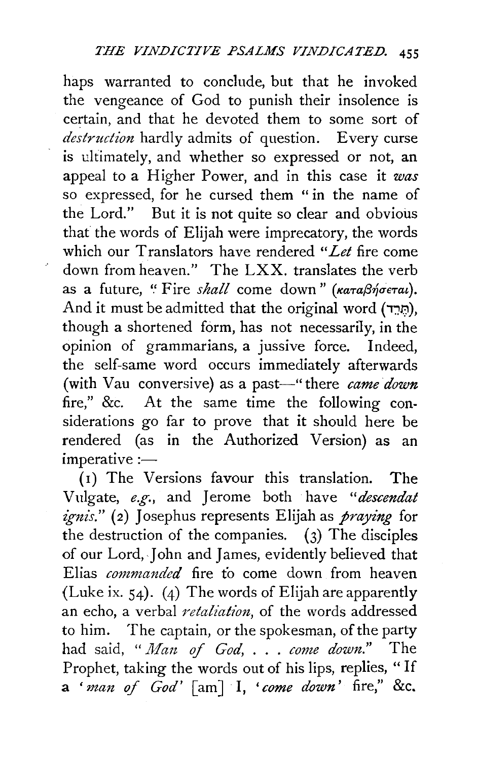haps warranted to conclude, but that he invoked the vengeance of God to punish their insolence is certain, and that he devoted them to some sort of *destruction* hardly admits of question. Every curse is ultimately, and whether so expressed or not, an appeal to a Higher Power, and in this case it *was* so expressed, for he cursed them "in the name of the Lord." But it is not quite so clear and obvious that the words of Elijah were imprecatory, the words which our Translators have rendered "*Let* fire come down from heaven." The LXX. translates the verb as a future, "Fire *shall* come down" (καταβήσεται). And it must be admitted that the original word (תֵּרֵד), though a shortened form, has not necessarily, in the opinion of grammarians, a jussive force. Indeed, the self-same word occurs immediately afterwards (with Vau conversive) as a past—"there *came down* fire," &c. At the same time the following considerations go far to prove that it should here be rendered (as in the Authorized Version) as an imperative :—

(1) The Versions favour this translation. The Vulgate, *e.g.*, and Jerome both have "*descendat ignis*." (2) Josephus represents Elijah as *praying* for the destruction of the companies. (3) The disciples of our Lord, John and James, evidently believed that Elias *commanded* fire to come down from heaven (Luke ix. 54). (4) The words of Elijah are apparently an echo, a verbal *retaliation*, of the words addressed to him. The captain, or the spokesman, of the party had said, "*Man of God*, . . . *come down*." The Prophet, taking the words out of his lips, replies, "If a '*man of God*' [am] I, '*come down*' fire," &c.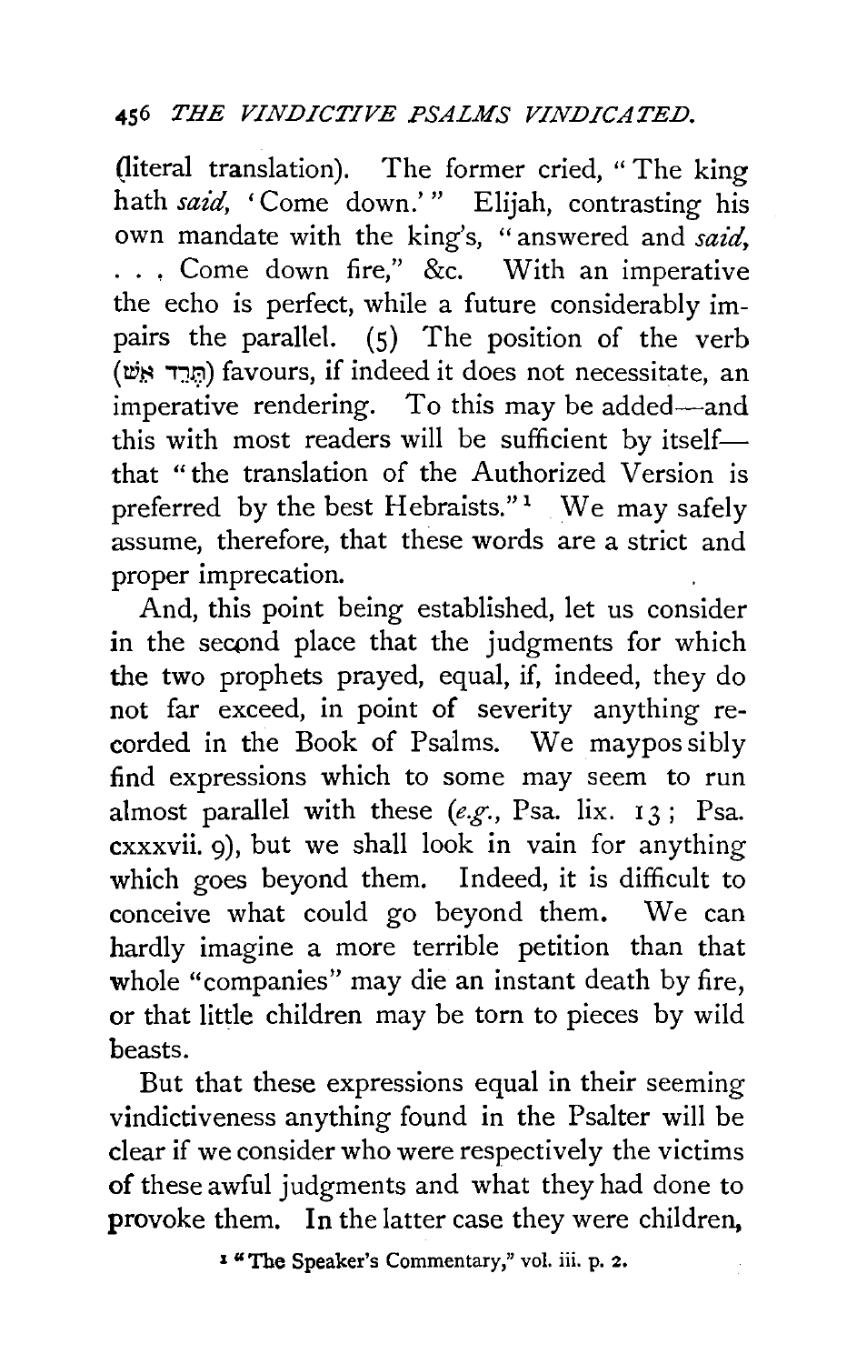(literal translation). The former cried, "The king hath *said*, 'Come down.'" Elijah, contrasting his own mandate with the king's, "answered and *said*, . . . Come down fire," &c. With an imperative the echo is perfect, while a future considerably impairs the parallel. (5) The position of the verb (תֵּרֵד אֵשׁ) favours, if indeed it does not necessitate, an imperative rendering. To this may be added—and this with most readers will be sufficient by itself—that "the translation of the Authorized Version is preferred by the best Hebraists."[1] We may safely assume, therefore, that these words are a strict and proper imprecation.

And, this point being established, let us consider in the second place that the judgments for which the two prophets prayed, equal, if, indeed, they do not far exceed, in point of severity anything recorded in the Book of Psalms. We maypossibly find expressions which to some may seem to run almost parallel with these (*e.g.*, Psa. lix. 13; Psa. cxxxvii. 9), but we shall look in vain for anything which goes beyond them. Indeed, it is difficult to conceive what could go beyond them. We can hardly imagine a more terrible petition than that whole "companies" may die an instant death by fire, or that little children may be torn to pieces by wild beasts.

But that these expressions equal in their seeming vindictiveness anything found in the Psalter will be clear if we consider who were respectively the victims of these awful judgments and what they had done to provoke them. In the latter case they were children,

[1] "The Speaker's Commentary," vol. iii. p. 2.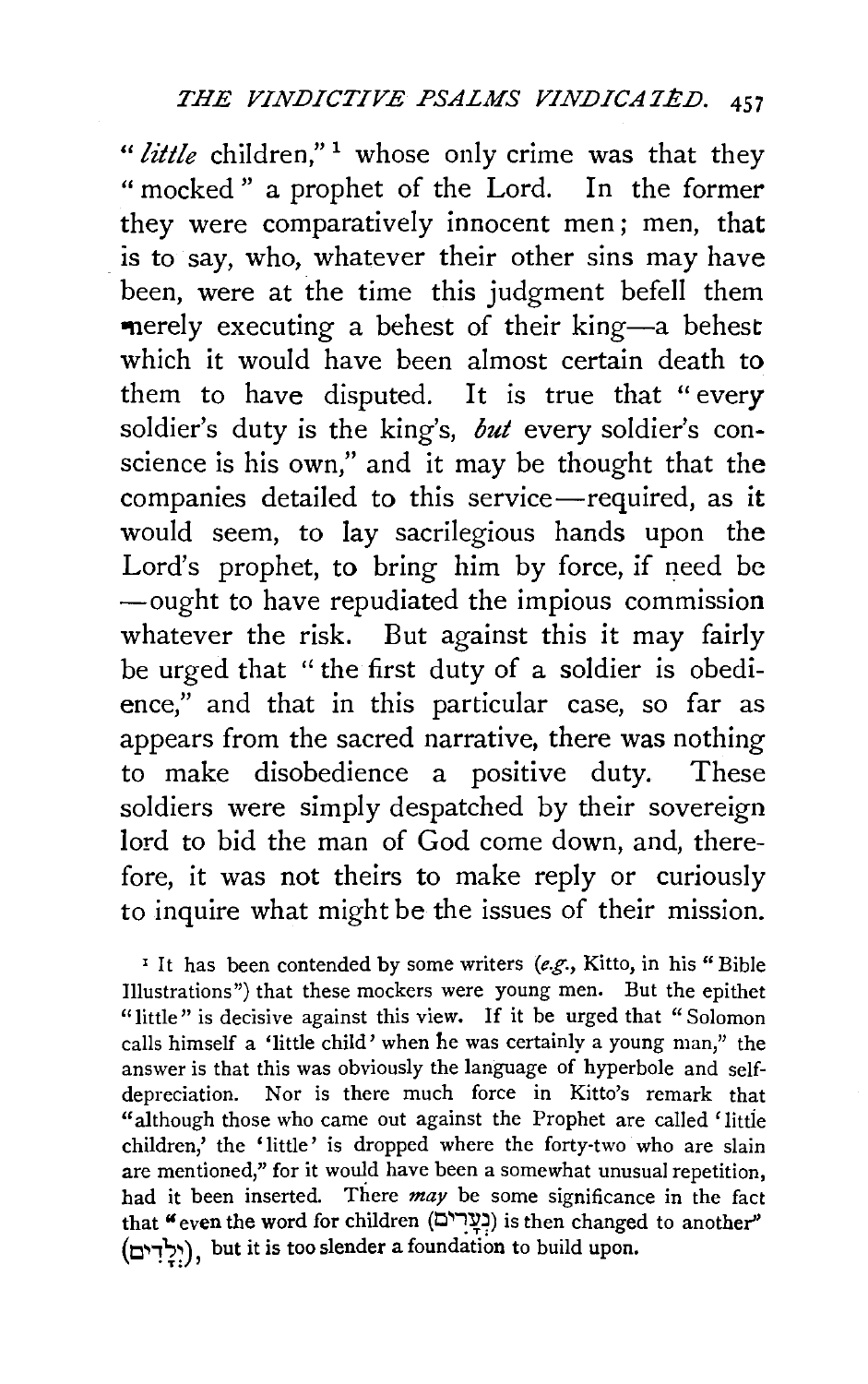"*little* children,"[1] whose only crime was that they "mocked" a prophet of the Lord. In the former they were comparatively innocent men; men, that is to say, who, whatever their other sins may have been, were at the time this judgment befell them merely executing a behest of their king—a behest which it would have been almost certain death to them to have disputed. It is true that "every soldier's duty is the king's, *but* every soldier's conscience is his own," and it may be thought that the companies detailed to this service—required, as it would seem, to lay sacrilegious hands upon the Lord's prophet, to bring him by force, if need be—ought to have repudiated the impious commission whatever the risk. But against this it may fairly be urged that "the first duty of a soldier is obedience," and that in this particular case, so far as appears from the sacred narrative, there was nothing to make disobedience a positive duty. These soldiers were simply despatched by their sovereign lord to bid the man of God come down, and, therefore, it was not theirs to make reply or curiously to inquire what might be the issues of their mission.

[1] It has been contended by some writers (*e.g.*, Kitto, in his "Bible Illustrations") that these mockers were young men. But the epithet "little" is decisive against this view. If it be urged that "Solomon calls himself a 'little child' when he was certainly a young man," the answer is that this was obviously the language of hyperbole and self-depreciation. Nor is there much force in Kitto's remark that "although those who came out against the Prophet are called 'little children,' the 'little' is dropped where the forty-two who are slain are mentioned," for it would have been a somewhat unusual repetition, had it been inserted. There *may* be some significance in the fact that "even the word for children (נְעָרִים) is then changed to another" (יְלָדִים), but it is too slender a foundation to build upon.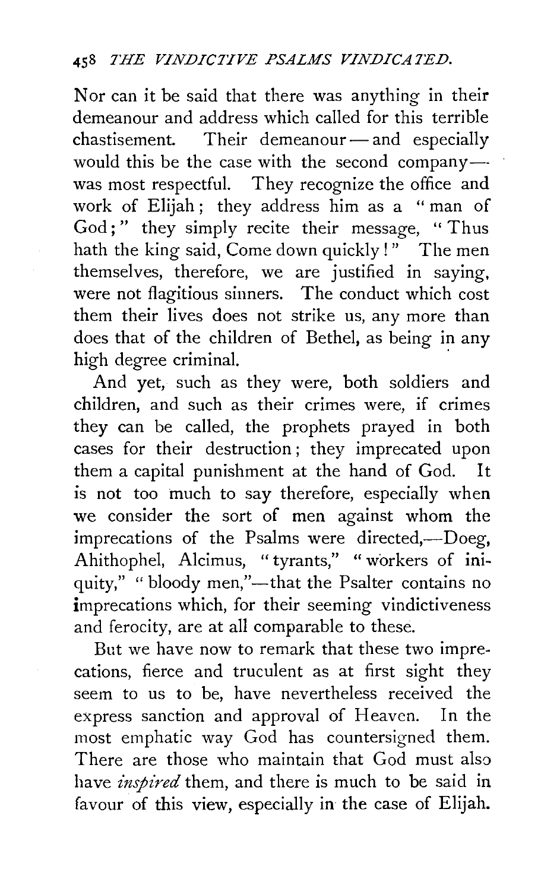Nor can it be said that there was anything in their demeanour and address which called for this terrible chastisement. Their demeanour — and especially would this be the case with the second company — was most respectful. They recognize the office and work of Elijah; they address him as a "man of God;" they simply recite their message, "Thus hath the king said, Come down quickly!" The men themselves, therefore, we are justified in saying, were not flagitious sinners. The conduct which cost them their lives does not strike us, any more than does that of the children of Bethel, as being in any high degree criminal.

And yet, such as they were, both soldiers and children, and such as their crimes were, if crimes they can be called, the prophets prayed in both cases for their destruction; they imprecated upon them a capital punishment at the hand of God. It is not too much to say therefore, especially when we consider the sort of men against whom the imprecations of the Psalms were directed,—Doeg, Ahithophel, Alcimus, "tyrants," "workers of iniquity," "bloody men,"—that the Psalter contains no imprecations which, for their seeming vindictiveness and ferocity, are at all comparable to these.

But we have now to remark that these two imprecations, fierce and truculent as at first sight they seem to us to be, have nevertheless received the express sanction and approval of Heaven. In the most emphatic way God has countersigned them. There are those who maintain that God must also have *inspired* them, and there is much to be said in favour of this view, especially in the case of Elijah.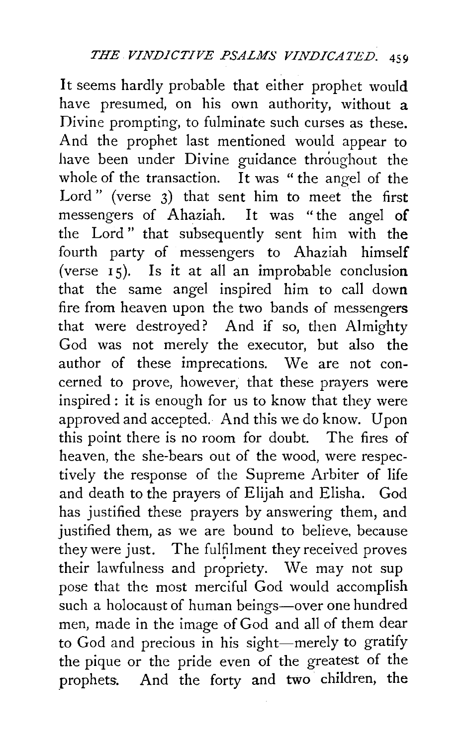It seems hardly probable that either prophet would have presumed, on his own authority, without a Divine prompting, to fulminate such curses as these. And the prophet last mentioned would appear to have been under Divine guidance throughout the whole of the transaction. It was "the angel of the Lord" (verse 3) that sent him to meet the first messengers of Ahaziah. It was "the angel of the Lord" that subsequently sent him with the fourth party of messengers to Ahaziah himself (verse 15). Is it at all an improbable conclusion that the same angel inspired him to call down fire from heaven upon the two bands of messengers that were destroyed? And if so, then Almighty God was not merely the executor, but also the author of these imprecations. We are not concerned to prove, however, that these prayers were inspired: it is enough for us to know that they were approved and accepted. And this we do know. Upon this point there is no room for doubt. The fires of heaven, the she-bears out of the wood, were respectively the response of the Supreme Arbiter of life and death to the prayers of Elijah and Elisha. God has justified these prayers by answering them, and justified them, as we are bound to believe, because they were just. The fulfilment they received proves their lawfulness and propriety. We may not suppose that the most merciful God would accomplish such a holocaust of human beings—over one hundred men, made in the image of God and all of them dear to God and precious in his sight—merely to gratify the pique or the pride even of the greatest of the prophets. And the forty and two children, the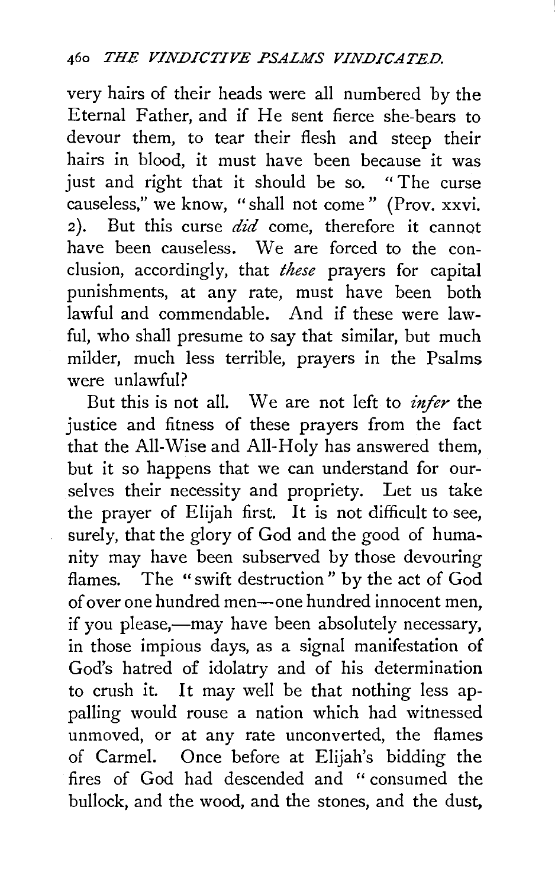very hairs of their heads were all numbered by the Eternal Father, and if He sent fierce she-bears to devour them, to tear their flesh and steep their hairs in blood, it must have been because it was just and right that it should be so. "The curse causeless," we know, "shall not come" (Prov. xxvi. 2). But this curse *did* come, therefore it cannot have been causeless. We are forced to the conclusion, accordingly, that *these* prayers for capital punishments, at any rate, must have been both lawful and commendable. And if these were lawful, who shall presume to say that similar, but much milder, much less terrible, prayers in the Psalms were unlawful?

But this is not all. We are not left to *infer* the justice and fitness of these prayers from the fact that the All-Wise and All-Holy has answered them, but it so happens that we can understand for ourselves their necessity and propriety. Let us take the prayer of Elijah first. It is not difficult to see, surely, that the glory of God and the good of humanity may have been subserved by those devouring flames. The "swift destruction" by the act of God of over one hundred men—one hundred innocent men, if you please,—may have been absolutely necessary, in those impious days, as a signal manifestation of God's hatred of idolatry and of his determination to crush it. It may well be that nothing less appalling would rouse a nation which had witnessed unmoved, or at any rate unconverted, the flames of Carmel. Once before at Elijah's bidding the fires of God had descended and "consumed the bullock, and the wood, and the stones, and the dust,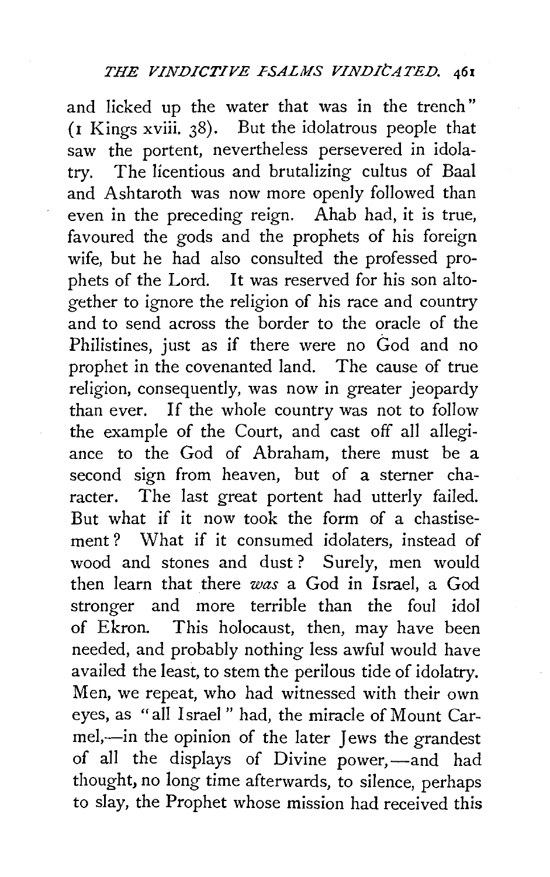and licked up the water that was in the trench" (1 Kings xviii. 38). But the idolatrous people that saw the portent, nevertheless persevered in idolatry. The licentious and brutalizing cultus of Baal and Ashtaroth was now more openly followed than even in the preceding reign. Ahab had, it is true, favoured the gods and the prophets of his foreign wife, but he had also consulted the professed prophets of the Lord. It was reserved for his son altogether to ignore the religion of his race and country and to send across the border to the oracle of the Philistines, just as if there were no God and no prophet in the covenanted land. The cause of true religion, consequently, was now in greater jeopardy than ever. If the whole country was not to follow the example of the Court, and cast off all allegiance to the God of Abraham, there must be a second sign from heaven, but of a sterner character. The last great portent had utterly failed. But what if it now took the form of a chastisement? What if it consumed idolaters, instead of wood and stones and dust? Surely, men would then learn that there *was* a God in Israel, a God stronger and more terrible than the foul idol of Ekron. This holocaust, then, may have been needed, and probably nothing less awful would have availed the least, to stem the perilous tide of idolatry. Men, we repeat, who had witnessed with their own eyes, as "all Israel" had, the miracle of Mount Carmel,—in the opinion of the later Jews the grandest of all the displays of Divine power,—and had thought, no long time afterwards, to silence, perhaps to slay, the Prophet whose mission had received this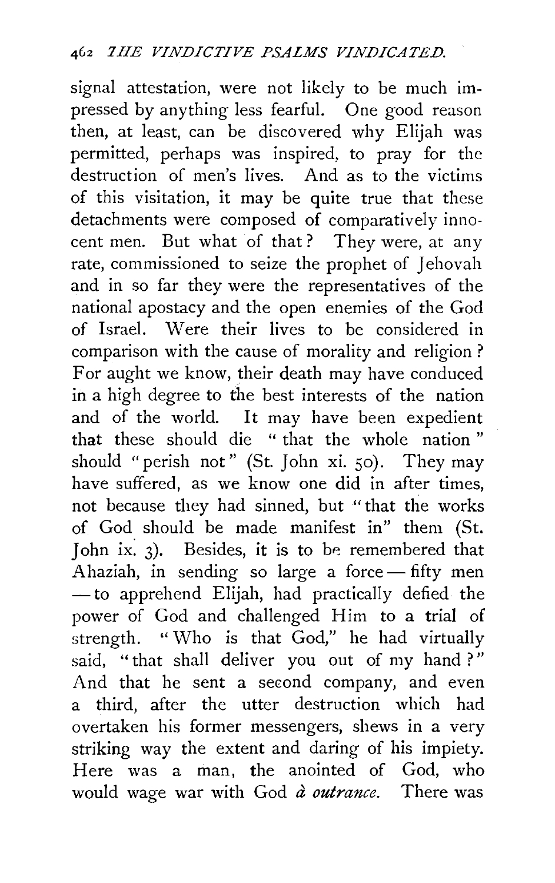signal attestation, were not likely to be much impressed by anything less fearful. One good reason then, at least, can be discovered why Elijah was permitted, perhaps was inspired, to pray for the destruction of men's lives. And as to the victims of this visitation, it may be quite true that these detachments were composed of comparatively innocent men. But what of that? They were, at any rate, commissioned to seize the prophet of Jehovah and in so far they were the representatives of the national apostacy and the open enemies of the God of Israel. Were their lives to be considered in comparison with the cause of morality and religion? For aught we know, their death may have conduced in a high degree to the best interests of the nation and of the world. It may have been expedient that these should die "that the whole nation" should "perish not" (St. John xi. 50). They may have suffered, as we know one did in after times, not because they had sinned, but "that the works of God should be made manifest in" them (St. John ix. 3). Besides, it is to be remembered that Ahaziah, in sending so large a force — fifty men — to apprehend Elijah, had practically defied the power of God and challenged Him to a trial of strength. "Who is that God," he had virtually said, "that shall deliver you out of my hand?" And that he sent a second company, and even a third, after the utter destruction which had overtaken his former messengers, shews in a very striking way the extent and daring of his impiety. Here was a man, the anointed of God, who would wage war with God *à outrance*. There was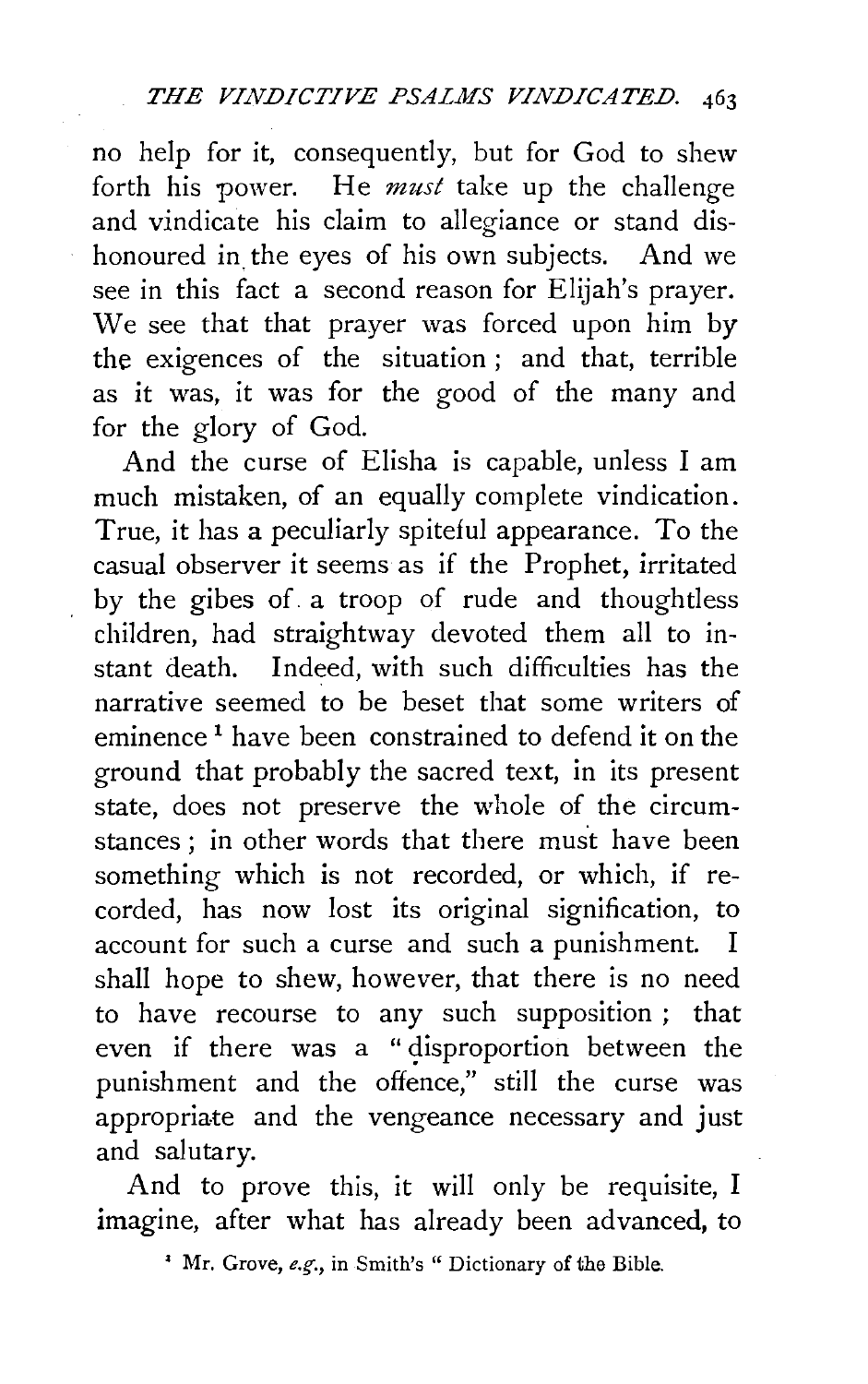no help for it, consequently, but for God to shew forth his power. He *must* take up the challenge and vindicate his claim to allegiance or stand dishonoured in the eyes of his own subjects. And we see in this fact a second reason for Elijah's prayer. We see that that prayer was forced upon him by the exigences of the situation; and that, terrible as it was, it was for the good of the many and for the glory of God.

And the curse of Elisha is capable, unless I am much mistaken, of an equally complete vindication. True, it has a peculiarly spiteful appearance. To the casual observer it seems as if the Prophet, irritated by the gibes of a troop of rude and thoughtless children, had straightway devoted them all to instant death. Indeed, with such difficulties has the narrative seemed to be beset that some writers of eminence[1] have been constrained to defend it on the ground that probably the sacred text, in its present state, does not preserve the whole of the circumstances; in other words that there must have been something which is not recorded, or which, if recorded, has now lost its original signification, to account for such a curse and such a punishment. I shall hope to shew, however, that there is no need to have recourse to any such supposition; that even if there was a "disproportion between the punishment and the offence," still the curse was appropriate and the vengeance necessary and just and salutary.

And to prove this, it will only be requisite, I imagine, after what has already been advanced, to

[1] Mr. Grove, *e.g.*, in Smith's "Dictionary of the Bible.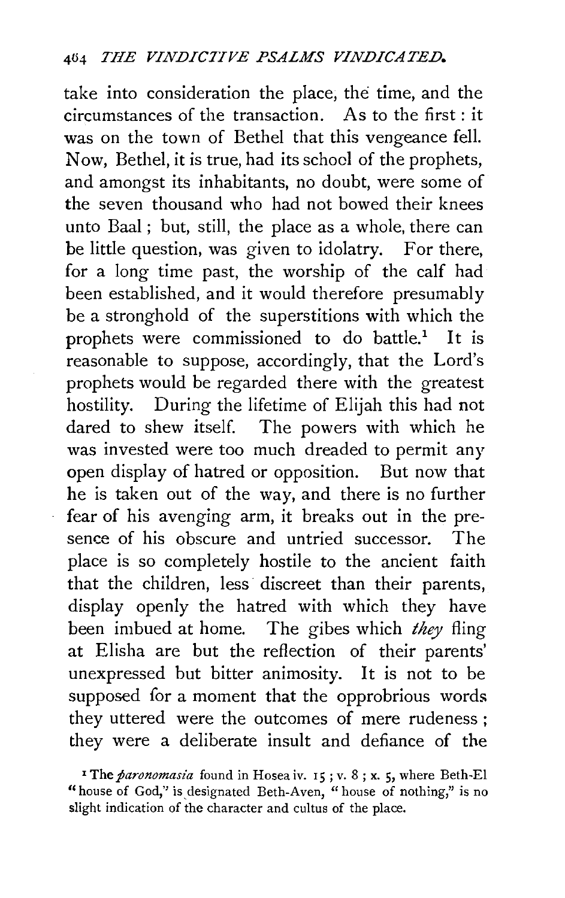take into consideration the place, the time, and the circumstances of the transaction. As to the first: it was on the town of Bethel that this vengeance fell. Now, Bethel, it is true, had its school of the prophets, and amongst its inhabitants, no doubt, were some of the seven thousand who had not bowed their knees unto Baal; but, still, the place as a whole, there can be little question, was given to idolatry. For there, for a long time past, the worship of the calf had been established, and it would therefore presumably be a stronghold of the superstitions with which the prophets were commissioned to do battle.[1] It is reasonable to suppose, accordingly, that the Lord's prophets would be regarded there with the greatest hostility. During the lifetime of Elijah this had not dared to shew itself. The powers with which he was invested were too much dreaded to permit any open display of hatred or opposition. But now that he is taken out of the way, and there is no further fear of his avenging arm, it breaks out in the presence of his obscure and untried successor. The place is so completely hostile to the ancient faith that the children, less discreet than their parents, display openly the hatred with which they have been imbued at home. The gibes which *they* fling at Elisha are but the reflection of their parents' unexpressed but bitter animosity. It is not to be supposed for a moment that the opprobrious words they uttered were the outcomes of mere rudeness; they were a deliberate insult and defiance of the

[1] The *paronomasia* found in Hosea iv. 15; v. 8; x. 5, where Beth-El "house of God," is designated Beth-Aven, "house of nothing," is no slight indication of the character and cultus of the place.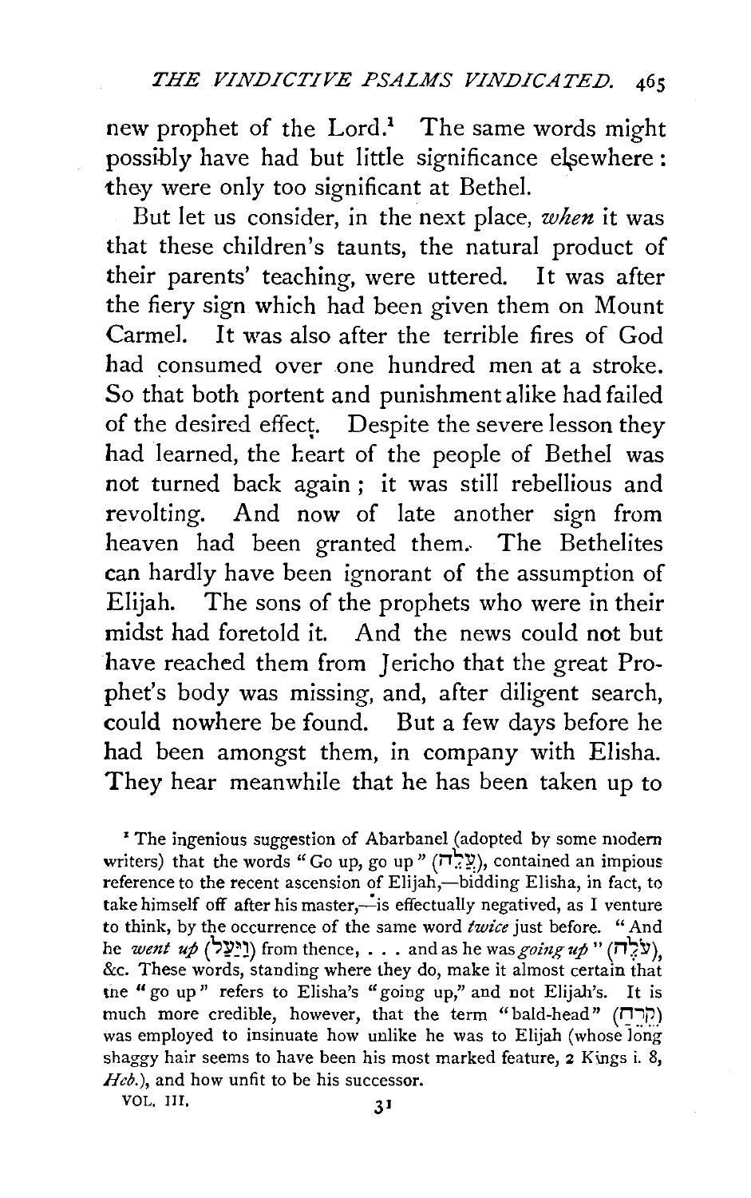new prophet of the Lord.[1] The same words might possibly have had but little significance elsewhere: they were only too significant at Bethel.

But let us consider, in the next place, *when* it was that these children's taunts, the natural product of their parents' teaching, were uttered. It was after the fiery sign which had been given them on Mount Carmel. It was also after the terrible fires of God had consumed over one hundred men at a stroke. So that both portent and punishment alike had failed of the desired effect. Despite the severe lesson they had learned, the heart of the people of Bethel was not turned back again; it was still rebellious and revolting. And now of late another sign from heaven had been granted them. The Bethelites can hardly have been ignorant of the assumption of Elijah. The sons of the prophets who were in their midst had foretold it. And the news could not but have reached them from Jericho that the great Prophet's body was missing, and, after diligent search, could nowhere be found. But a few days before he had been amongst them, in company with Elisha. They hear meanwhile that he has been taken up to

[1] The ingenious suggestion of Abarbanel (adopted by some modern writers) that the words "Go up, go up" (עֲלֵה), contained an impious reference to the recent ascension of Elijah,—bidding Elisha, in fact, to take himself off after his master,—is effectually negatived, as I venture to think, by the occurrence of the same word *twice* just before. "And he *went up* (וַיַּעַל) from thence, . . . and as he was *going up*" (עֹלֶה), &c. These words, standing where they do, make it almost certain that the "go up" refers to Elisha's "going up," and not Elijah's. It is much more credible, however, that the term "bald-head" (קֵרֵחַ) was employed to insinuate how unlike he was to Elijah (whose long shaggy hair seems to have been his most marked feature, 2 Kings i. 8, *Heb.*), and how unfit to be his successor.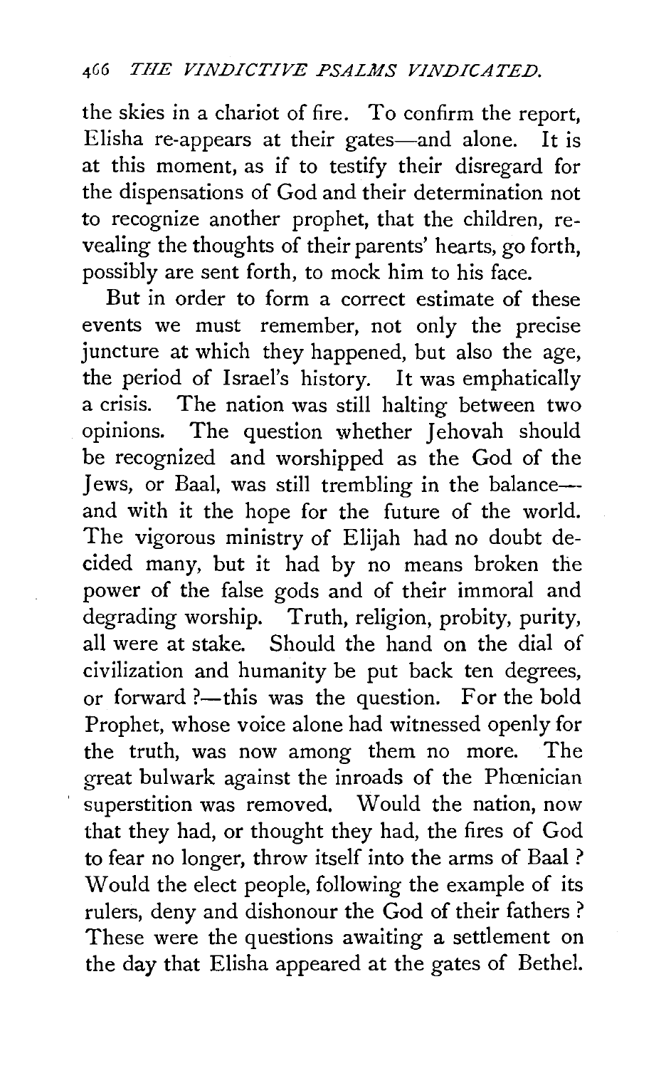the skies in a chariot of fire. To confirm the report, Elisha re-appears at their gates—and alone. It is at this moment, as if to testify their disregard for the dispensations of God and their determination not to recognize another prophet, that the children, revealing the thoughts of their parents' hearts, go forth, possibly are sent forth, to mock him to his face.

But in order to form a correct estimate of these events we must remember, not only the precise juncture at which they happened, but also the age, the period of Israel's history. It was emphatically a crisis. The nation was still halting between two opinions. The question whether Jehovah should be recognized and worshipped as the God of the Jews, or Baal, was still trembling in the balance—and with it the hope for the future of the world. The vigorous ministry of Elijah had no doubt decided many, but it had by no means broken the power of the false gods and of their immoral and degrading worship. Truth, religion, probity, purity, all were at stake. Should the hand on the dial of civilization and humanity be put back ten degrees, or forward?—this was the question. For the bold Prophet, whose voice alone had witnessed openly for the truth, was now among them no more. The great bulwark against the inroads of the Phœnician superstition was removed. Would the nation, now that they had, or thought they had, the fires of God to fear no longer, throw itself into the arms of Baal? Would the elect people, following the example of its rulers, deny and dishonour the God of their fathers? These were the questions awaiting a settlement on the day that Elisha appeared at the gates of Bethel.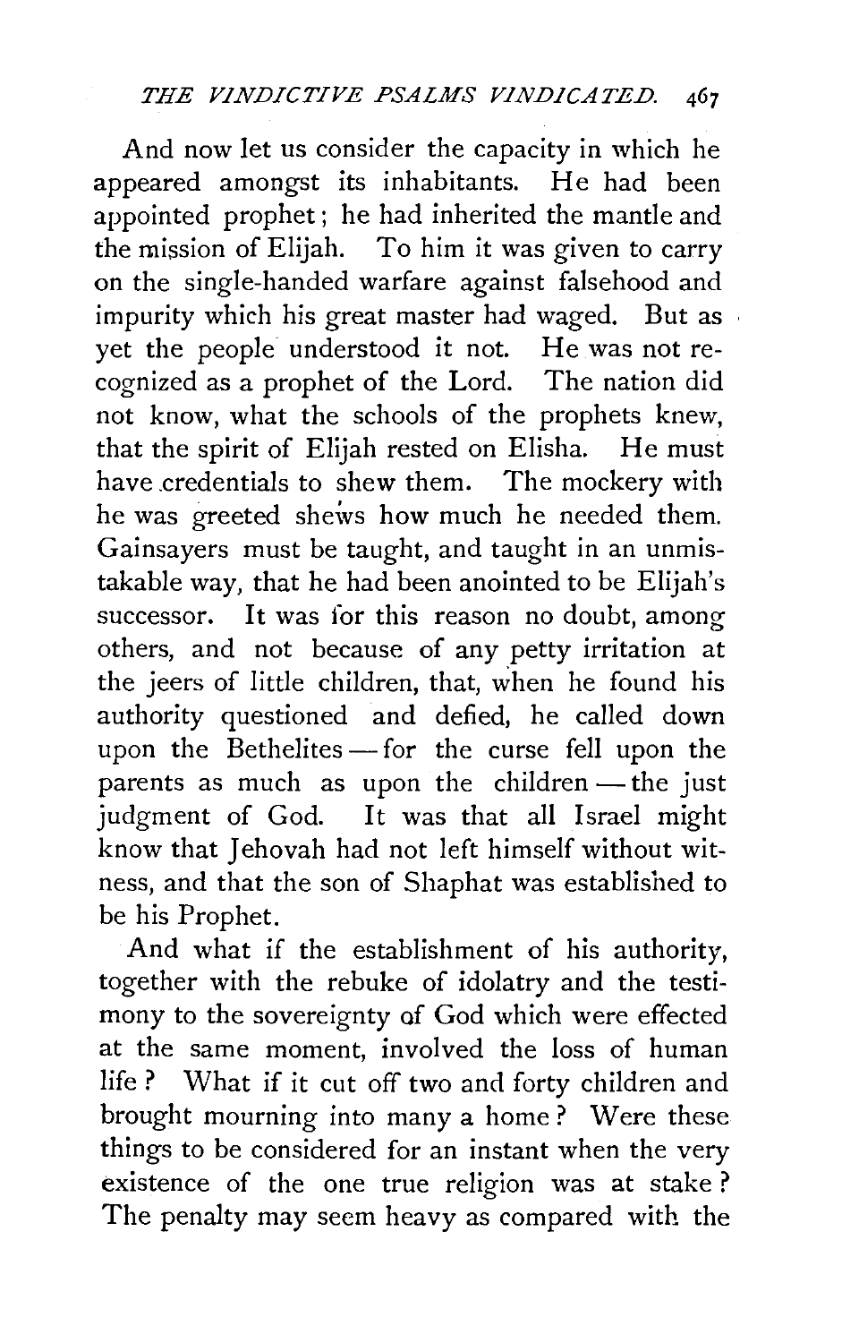And now let us consider the capacity in which he appeared amongst its inhabitants. He had been appointed prophet; he had inherited the mantle and the mission of Elijah. To him it was given to carry on the single-handed warfare against falsehood and impurity which his great master had waged. But as yet the people understood it not. He was not recognized as a prophet of the Lord. The nation did not know, what the schools of the prophets knew, that the spirit of Elijah rested on Elisha. He must have credentials to shew them. The mockery with he was greeted shews how much he needed them. Gainsayers must be taught, and taught in an unmistakable way, that he had been anointed to be Elijah's successor. It was for this reason no doubt, among others, and not because of any petty irritation at the jeers of little children, that, when he found his authority questioned and defied, he called down upon the Bethelites — for the curse fell upon the parents as much as upon the children — the just judgment of God. It was that all Israel might know that Jehovah had not left himself without witness, and that the son of Shaphat was established to be his Prophet.

And what if the establishment of his authority, together with the rebuke of idolatry and the testimony to the sovereignty of God which were effected at the same moment, involved the loss of human life? What if it cut off two and forty children and brought mourning into many a home? Were these things to be considered for an instant when the very existence of the one true religion was at stake? The penalty may seem heavy as compared with the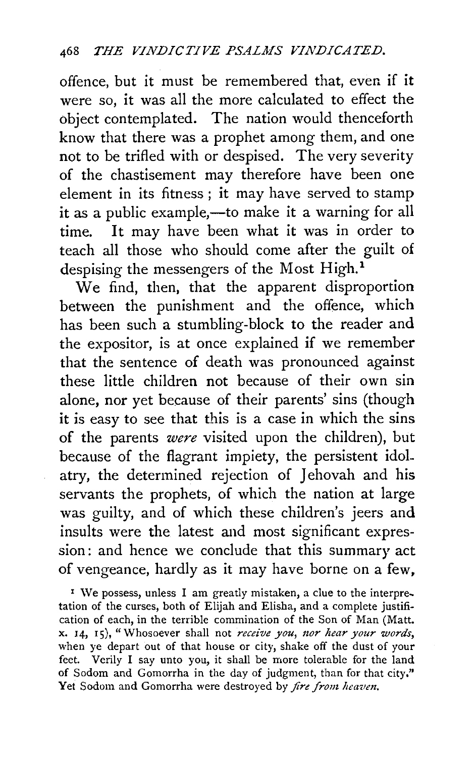offence, but it must be remembered that, even if it were so, it was all the more calculated to effect the object contemplated. The nation would thenceforth know that there was a prophet among them, and one not to be trifled with or despised. The very severity of the chastisement may therefore have been one element in its fitness; it may have served to stamp it as a public example,—to make it a warning for all time. It may have been what it was in order to teach all those who should come after the guilt of despising the messengers of the Most High.[1]

We find, then, that the apparent disproportion between the punishment and the offence, which has been such a stumbling-block to the reader and the expositor, is at once explained if we remember that the sentence of death was pronounced against these little children not because of their own sin alone, nor yet because of their parents' sins (though it is easy to see that this is a case in which the sins of the parents *were* visited upon the children), but because of the flagrant impiety, the persistent idolatry, the determined rejection of Jehovah and his servants the prophets, of which the nation at large was guilty, and of which these children's jeers and insults were the latest and most significant expression: and hence we conclude that this summary act of vengeance, hardly as it may have borne on a few,

[1] We possess, unless I am greatly mistaken, a clue to the interpretation of the curses, both of Elijah and Elisha, and a complete justification of each, in the terrible commination of the Son of Man (Matt. x. 14, 15), "Whosoever shall not *receive you, nor hear your words*, when ye depart out of that house or city, shake off the dust of your feet. Verily I say unto you, it shall be more tolerable for the land of Sodom and Gomorrha in the day of judgment, than for that city." Yet Sodom and Gomorrha were destroyed by *fire from heaven.*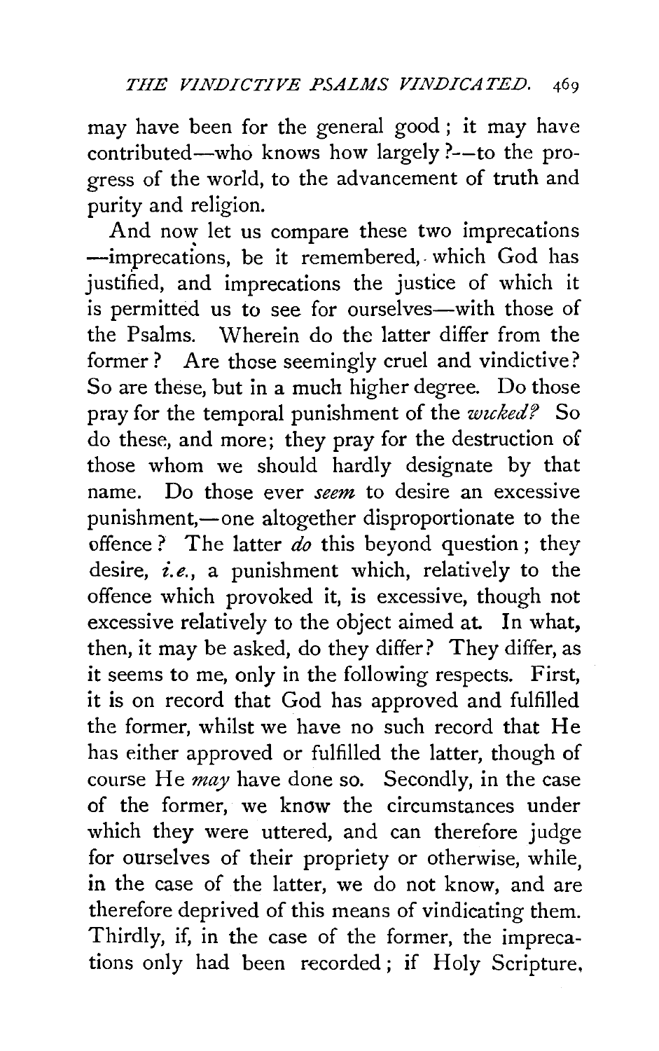may have been for the general good; it may have contributed—who knows how largely?—to the progress of the world, to the advancement of truth and purity and religion.

And now let us compare these two imprecations—imprecations, be it remembered, which God has justified, and imprecations the justice of which it is permitted us to see for ourselves—with those of the Psalms. Wherein do the latter differ from the former? Are those seemingly cruel and vindictive? So are these, but in a much higher degree. Do those pray for the temporal punishment of the *wicked?* So do these, and more; they pray for the destruction of those whom we should hardly designate by that name. Do those ever *seem* to desire an excessive punishment,—one altogether disproportionate to the offence? The latter *do* this beyond question; they desire, *i.e.*, a punishment which, relatively to the offence which provoked it, is excessive, though not excessive relatively to the object aimed at. In what, then, it may be asked, do they differ? They differ, as it seems to me, only in the following respects. First, it is on record that God has approved and fulfilled the former, whilst we have no such record that He has either approved or fulfilled the latter, though of course He *may* have done so. Secondly, in the case of the former, we know the circumstances under which they were uttered, and can therefore judge for ourselves of their propriety or otherwise, while, in the case of the latter, we do not know, and are therefore deprived of this means of vindicating them. Thirdly, if, in the case of the former, the imprecations only had been recorded; if Holy Scripture,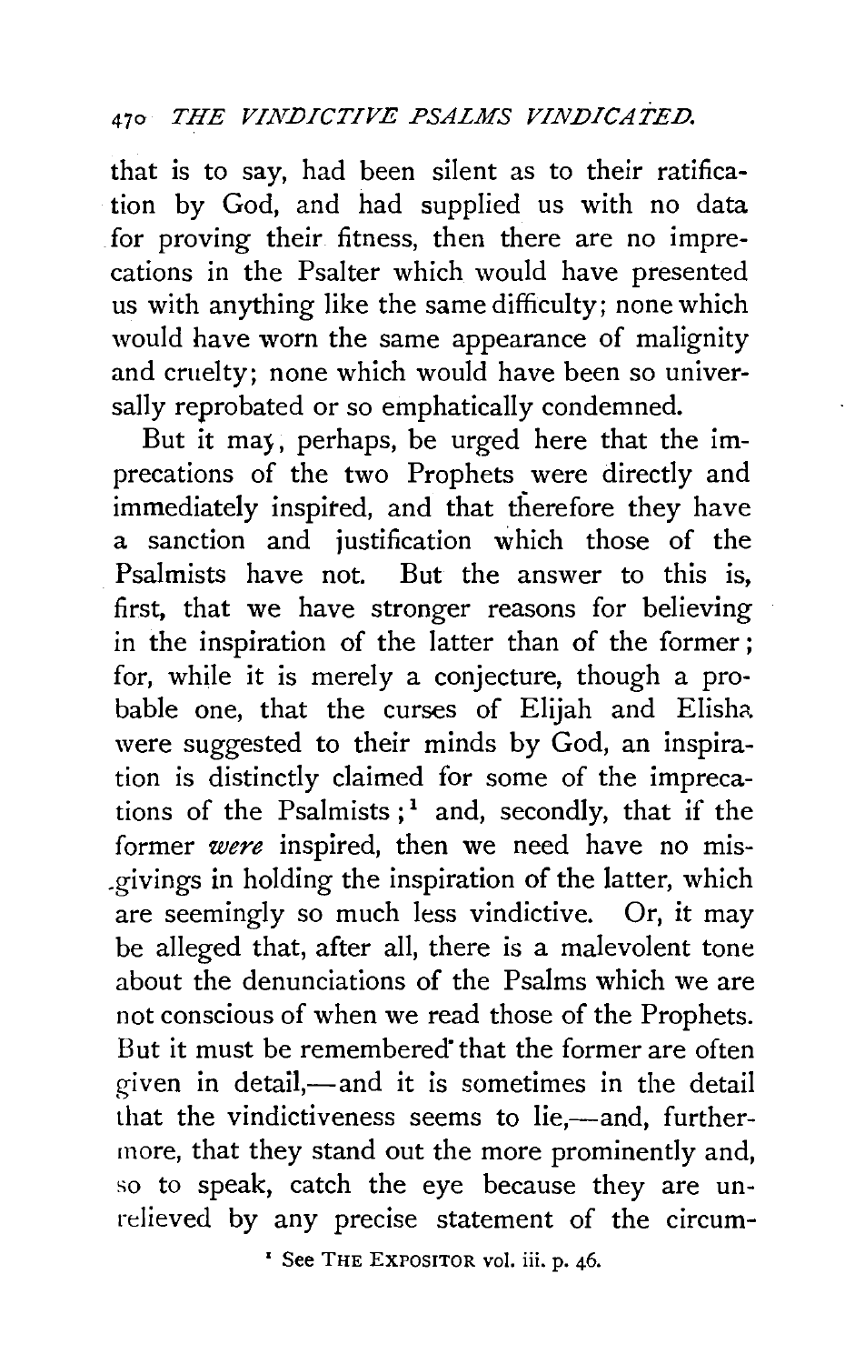that is to say, had been silent as to their ratification by God, and had supplied us with no data for proving their fitness, then there are no imprecations in the Psalter which would have presented us with anything like the same difficulty; none which would have worn the same appearance of malignity and cruelty; none which would have been so universally reprobated or so emphatically condemned.

But it may, perhaps, be urged here that the imprecations of the two Prophets were directly and immediately inspired, and that therefore they have a sanction and justification which those of the Psalmists have not. But the answer to this is, first, that we have stronger reasons for believing in the inspiration of the latter than of the former; for, while it is merely a conjecture, though a probable one, that the curses of Elijah and Elisha were suggested to their minds by God, an inspiration is distinctly claimed for some of the imprecations of the Psalmists;[1] and, secondly, that if the former *were* inspired, then we need have no misgivings in holding the inspiration of the latter, which are seemingly so much less vindictive. Or, it may be alleged that, after all, there is a malevolent tone about the denunciations of the Psalms which we are not conscious of when we read those of the Prophets. But it must be remembered that the former are often given in detail,—and it is sometimes in the detail that the vindictiveness seems to lie,—and, furthermore, that they stand out the more prominently and, so to speak, catch the eye because they are unrelieved by any precise statement of the circum-

[1] See THE EXPOSITOR vol. iii. p. 46.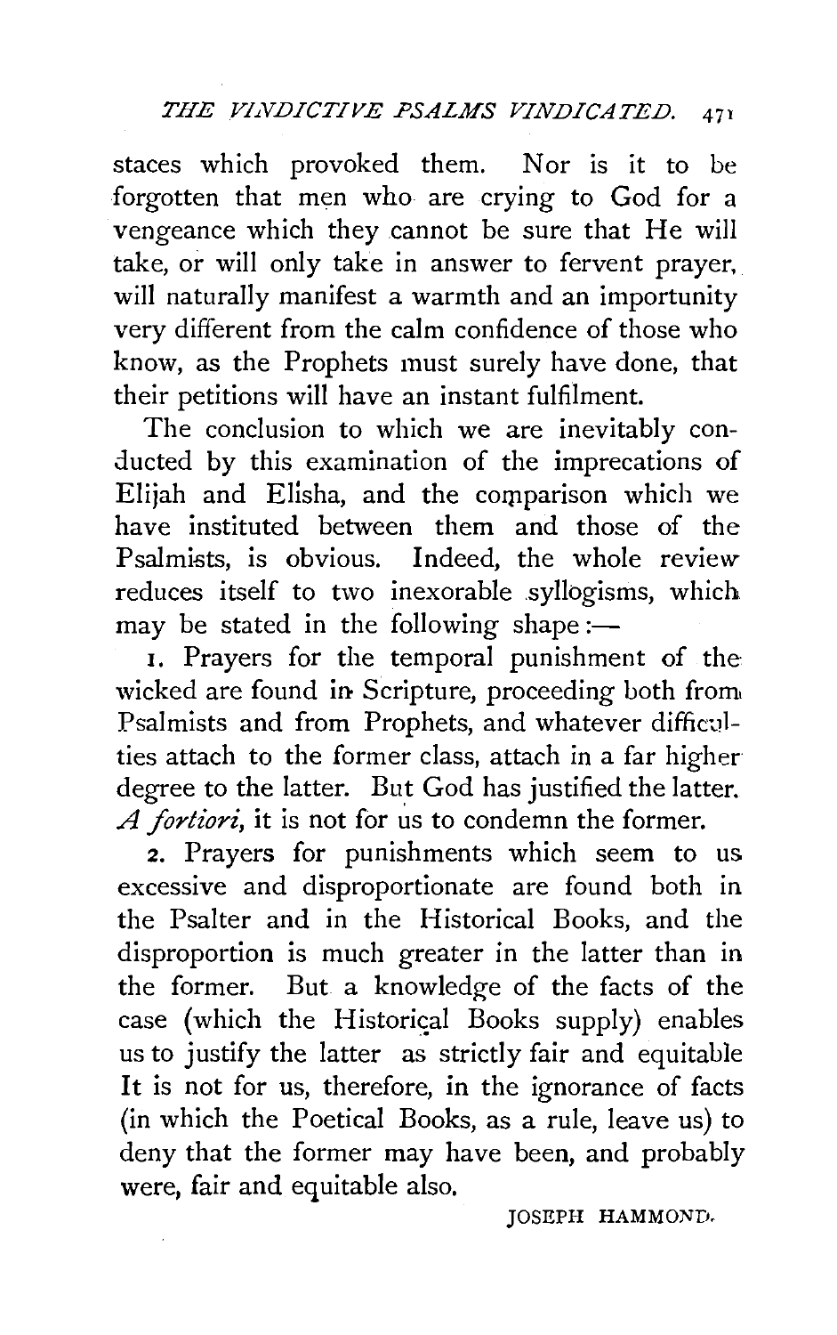staces which provoked them. Nor is it to be forgotten that men who are crying to God for a vengeance which they cannot be sure that He will take, or will only take in answer to fervent prayer, will naturally manifest a warmth and an importunity very different from the calm confidence of those who know, as the Prophets must surely have done, that their petitions will have an instant fulfilment.

The conclusion to which we are inevitably conducted by this examination of the imprecations of Elijah and Elisha, and the comparison which we have instituted between them and those of the Psalmists, is obvious. Indeed, the whole review reduces itself to two inexorable syllogisms, which may be stated in the following shape:—

1. Prayers for the temporal punishment of the wicked are found in Scripture, proceeding both from Psalmists and from Prophets, and whatever difficulties attach to the former class, attach in a far higher degree to the latter. But God has justified the latter. *A fortiori*, it is not for us to condemn the former.

2. Prayers for punishments which seem to us excessive and disproportionate are found both in the Psalter and in the Historical Books, and the disproportion is much greater in the latter than in the former. But a knowledge of the facts of the case (which the Historical Books supply) enables us to justify the latter as strictly fair and equitable It is not for us, therefore, in the ignorance of facts (in which the Poetical Books, as a rule, leave us) to deny that the former may have been, and probably were, fair and equitable also.

JOSEPH HAMMOND.